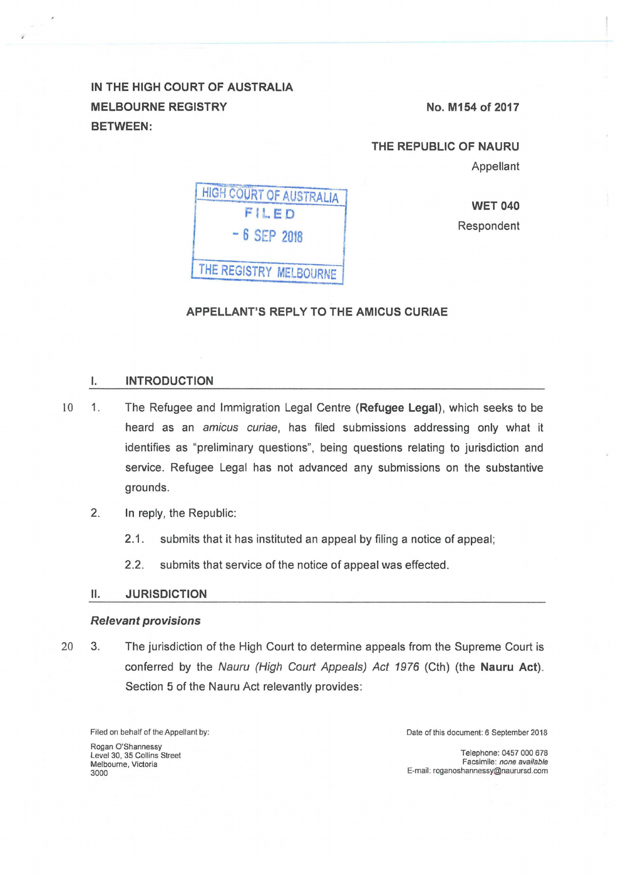**IN THE HIGH COURT OF AUSTRALIA**
**MELBOURNE REGISTRY** **No. M154 of 2017**
**BETWEEN:**

**THE REPUBLIC OF NAURU**
Appellant

HIGH COURT OF AUSTRALIA
FILED
- 6 SEP 2018
THE REGISTRY MELBOURNE

**WET 040**
Respondent

**APPELLANT'S REPLY TO THE AMICUS CURIAE**

## I. INTRODUCTION

1. The Refugee and Immigration Legal Centre (**Refugee Legal**), which seeks to be heard as an *amicus curiae*, has filed submissions addressing only what it identifies as "preliminary questions", being questions relating to jurisdiction and service. Refugee Legal has not advanced any submissions on the substantive grounds.

2. In reply, the Republic:

   2.1. submits that it has instituted an appeal by filing a notice of appeal;

   2.2. submits that service of the notice of appeal was effected.

## II. JURISDICTION

### *Relevant provisions*

3. The jurisdiction of the High Court to determine appeals from the Supreme Court is conferred by the *Nauru (High Court Appeals) Act 1976* (Cth) (the **Nauru Act**). Section 5 of the Nauru Act relevantly provides:

Filed on behalf of the Appellant by:
Rogan O'Shannessy
Level 30, 35 Collins Street
Melbourne, Victoria
3000

Date of this document: 6 September 2018
Telephone: 0457 000 678
Facsimile: *none available*
E-mail: roganoshannessy@naurursd.com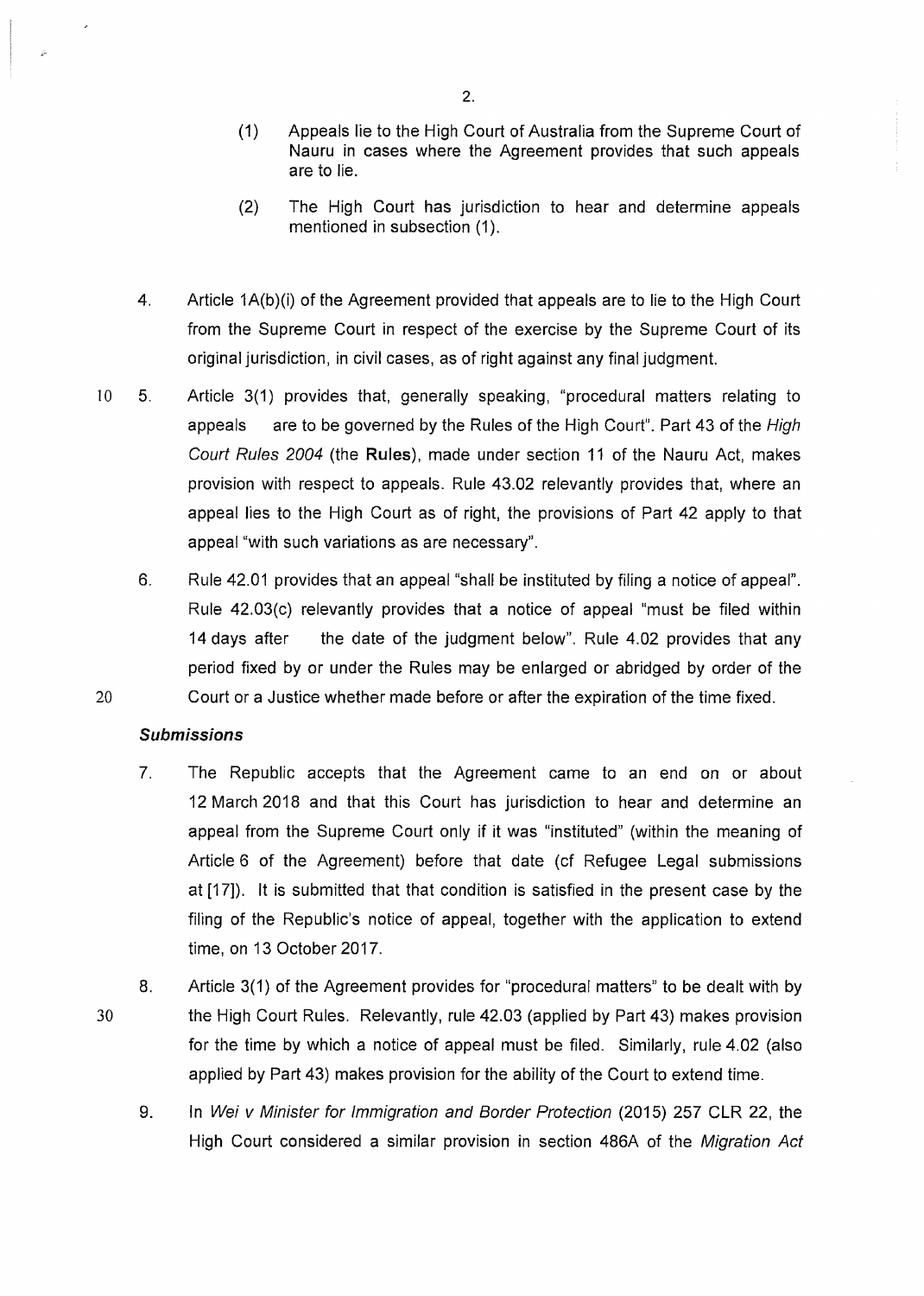(1) Appeals lie to the High Court of Australia from the Supreme Court of Nauru in cases where the Agreement provides that such appeals are to lie.

(2) The High Court has jurisdiction to hear and determine appeals mentioned in subsection (1).

4. Article 1A(b)(i) of the Agreement provided that appeals are to lie to the High Court from the Supreme Court in respect of the exercise by the Supreme Court of its original jurisdiction, in civil cases, as of right against any final judgment.

5. Article 3(1) provides that, generally speaking, "procedural matters relating to appeals are to be governed by the Rules of the High Court". Part 43 of the *High Court Rules 2004* (the **Rules**), made under section 11 of the Nauru Act, makes provision with respect to appeals. Rule 43.02 relevantly provides that, where an appeal lies to the High Court as of right, the provisions of Part 42 apply to that appeal "with such variations as are necessary".

6. Rule 42.01 provides that an appeal "shall be instituted by filing a notice of appeal". Rule 42.03(c) relevantly provides that a notice of appeal "must be filed within 14 days after the date of the judgment below". Rule 4.02 provides that any period fixed by or under the Rules may be enlarged or abridged by order of the Court or a Justice whether made before or after the expiration of the time fixed.

### *Submissions*

7. The Republic accepts that the Agreement came to an end on or about 12 March 2018 and that this Court has jurisdiction to hear and determine an appeal from the Supreme Court only if it was "instituted" (within the meaning of Article 6 of the Agreement) before that date (cf Refugee Legal submissions at [17]). It is submitted that that condition is satisfied in the present case by the filing of the Republic's notice of appeal, together with the application to extend time, on 13 October 2017.

8. Article 3(1) of the Agreement provides for "procedural matters" to be dealt with by the High Court Rules. Relevantly, rule 42.03 (applied by Part 43) makes provision for the time by which a notice of appeal must be filed. Similarly, rule 4.02 (also applied by Part 43) makes provision for the ability of the Court to extend time.

9. In *Wei v Minister for Immigration and Border Protection* (2015) 257 CLR 22, the High Court considered a similar provision in section 486A of the *Migration Act*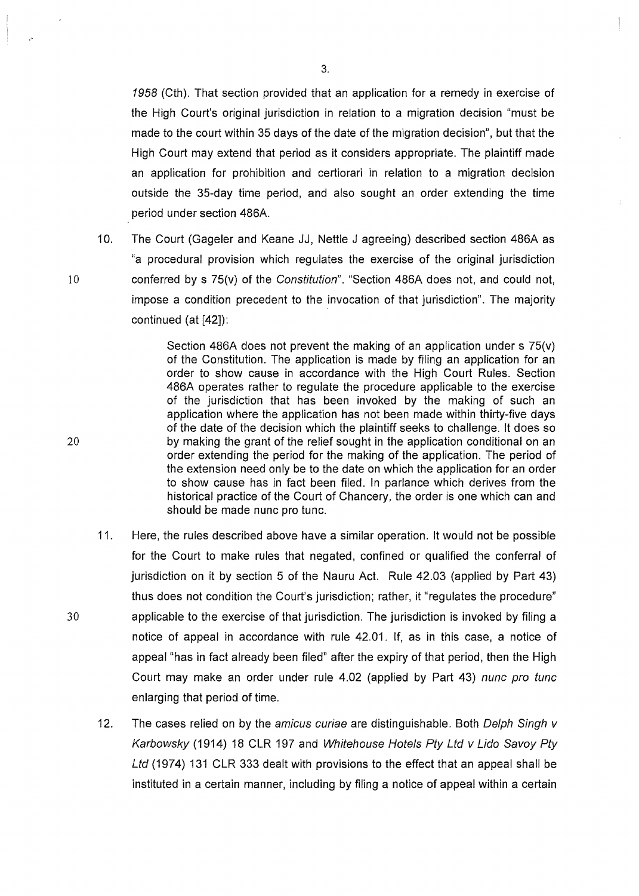*1958* (Cth). That section provided that an application for a remedy in exercise of the High Court's original jurisdiction in relation to a migration decision "must be made to the court within 35 days of the date of the migration decision", but that the High Court may extend that period as it considers appropriate. The plaintiff made an application for prohibition and certiorari in relation to a migration decision outside the 35-day time period, and also sought an order extending the time period under section 486A.

10. The Court (Gageler and Keane JJ, Nettle J agreeing) described section 486A as "a procedural provision which regulates the exercise of the original jurisdiction conferred by s 75(v) of the *Constitution*". "Section 486A does not, and could not, impose a condition precedent to the invocation of that jurisdiction". The majority continued (at [42]):

> Section 486A does not prevent the making of an application under s 75(v) of the Constitution. The application is made by filing an application for an order to show cause in accordance with the High Court Rules. Section 486A operates rather to regulate the procedure applicable to the exercise of the jurisdiction that has been invoked by the making of such an application where the application has not been made within thirty-five days of the date of the decision which the plaintiff seeks to challenge. It does so by making the grant of the relief sought in the application conditional on an order extending the period for the making of the application. The period of the extension need only be to the date on which the application for an order to show cause has in fact been filed. In parlance which derives from the historical practice of the Court of Chancery, the order is one which can and should be made nunc pro tunc.

11. Here, the rules described above have a similar operation. It would not be possible for the Court to make rules that negated, confined or qualified the conferral of jurisdiction on it by section 5 of the Nauru Act. Rule 42.03 (applied by Part 43) thus does not condition the Court's jurisdiction; rather, it "regulates the procedure" applicable to the exercise of that jurisdiction. The jurisdiction is invoked by filing a notice of appeal in accordance with rule 42.01. If, as in this case, a notice of appeal "has in fact already been filed" after the expiry of that period, then the High Court may make an order under rule 4.02 (applied by Part 43) *nunc pro tunc* enlarging that period of time.

12. The cases relied on by the *amicus curiae* are distinguishable. Both *Delph Singh v Karbowsky* (1914) 18 CLR 197 and *Whitehouse Hotels Pty Ltd v Lido Savoy Pty Ltd* (1974) 131 CLR 333 dealt with provisions to the effect that an appeal shall be instituted in a certain manner, including by filing a notice of appeal within a certain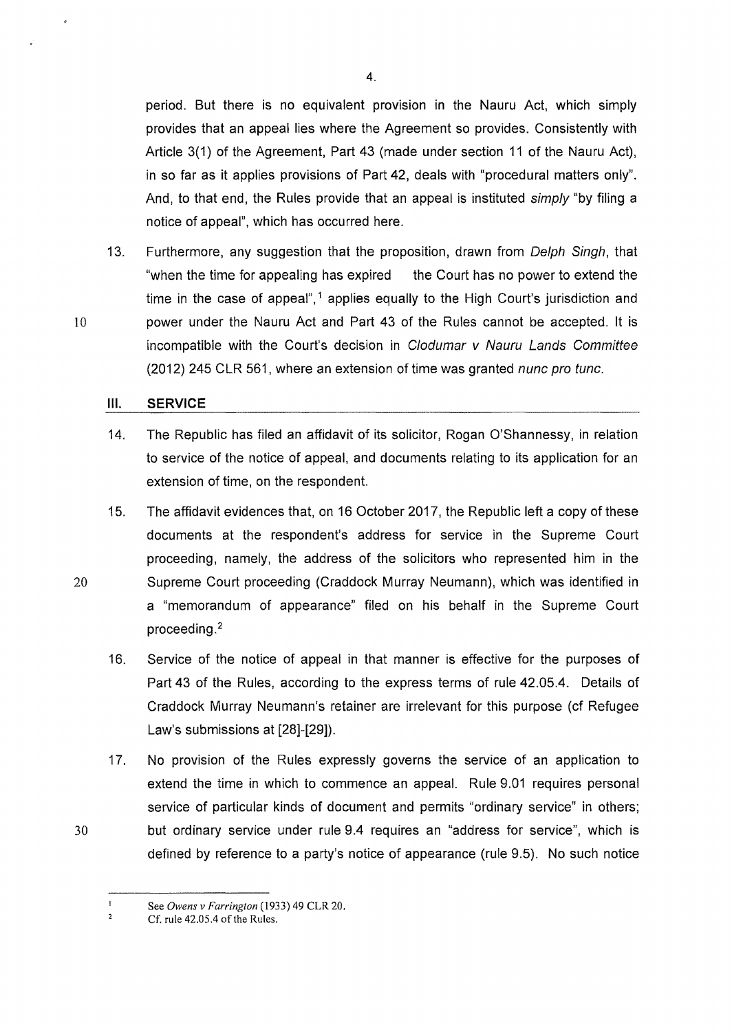period. But there is no equivalent provision in the Nauru Act, which simply provides that an appeal lies where the Agreement so provides. Consistently with Article 3(1) of the Agreement, Part 43 (made under section 11 of the Nauru Act), in so far as it applies provisions of Part 42, deals with "procedural matters only". And, to that end, the Rules provide that an appeal is instituted *simply* "by filing a notice of appeal", which has occurred here.

13. Furthermore, any suggestion that the proposition, drawn from *Delph Singh*, that "when the time for appealing has expired the Court has no power to extend the time in the case of appeal",[1] applies equally to the High Court's jurisdiction and power under the Nauru Act and Part 43 of the Rules cannot be accepted. It is incompatible with the Court's decision in *Clodumar v Nauru Lands Committee* (2012) 245 CLR 561, where an extension of time was granted *nunc pro tunc*.

## III. SERVICE

14. The Republic has filed an affidavit of its solicitor, Rogan O'Shannessy, in relation to service of the notice of appeal, and documents relating to its application for an extension of time, on the respondent.

15. The affidavit evidences that, on 16 October 2017, the Republic left a copy of these documents at the respondent's address for service in the Supreme Court proceeding, namely, the address of the solicitors who represented him in the Supreme Court proceeding (Craddock Murray Neumann), which was identified in a "memorandum of appearance" filed on his behalf in the Supreme Court proceeding.[2]

16. Service of the notice of appeal in that manner is effective for the purposes of Part 43 of the Rules, according to the express terms of rule 42.05.4. Details of Craddock Murray Neumann's retainer are irrelevant for this purpose (cf Refugee Law's submissions at [28]-[29]).

17. No provision of the Rules expressly governs the service of an application to extend the time in which to commence an appeal. Rule 9.01 requires personal service of particular kinds of document and permits "ordinary service" in others; but ordinary service under rule 9.4 requires an "address for service", which is defined by reference to a party's notice of appearance (rule 9.5). No such notice

---

[1] See *Owens v Farrington* (1933) 49 CLR 20.

[2] Cf. rule 42.05.4 of the Rules.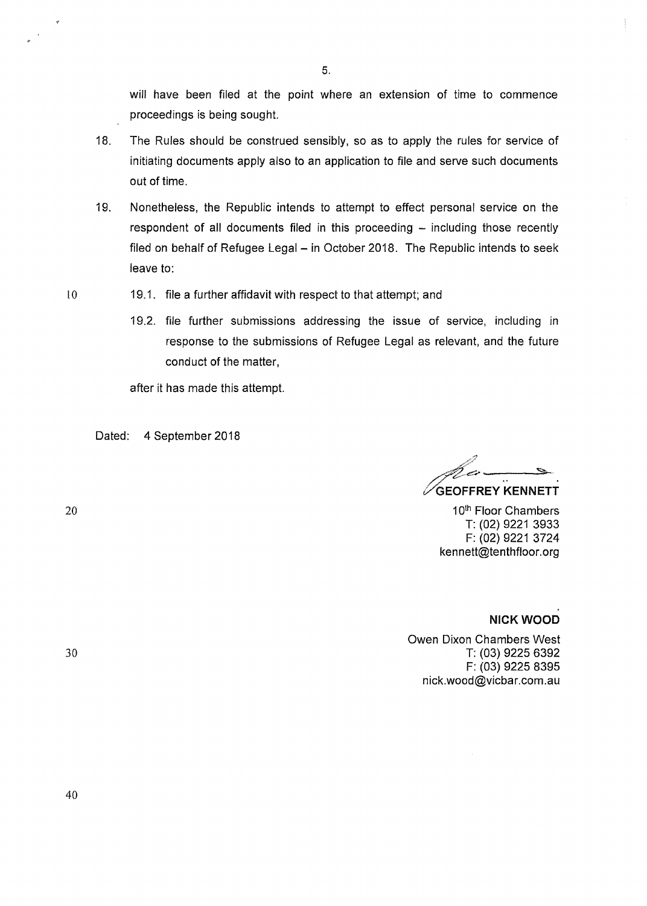will have been filed at the point where an extension of time to commence proceedings is being sought.

18. The Rules should be construed sensibly, so as to apply the rules for service of initiating documents apply also to an application to file and serve such documents out of time.

19. Nonetheless, the Republic intends to attempt to effect personal service on the respondent of all documents filed in this proceeding – including those recently filed on behalf of Refugee Legal – in October 2018. The Republic intends to seek leave to:

    19.1. file a further affidavit with respect to that attempt; and

    19.2. file further submissions addressing the issue of service, including in response to the submissions of Refugee Legal as relevant, and the future conduct of the matter,

    after it has made this attempt.

Dated: 4 September 2018

**GEOFFREY KENNETT**
10th Floor Chambers
T: (02) 9221 3933
F: (02) 9221 3724
kennett@tenthfloor.org

**NICK WOOD**
Owen Dixon Chambers West
T: (03) 9225 6392
F: (03) 9225 8395
nick.wood@vicbar.com.au